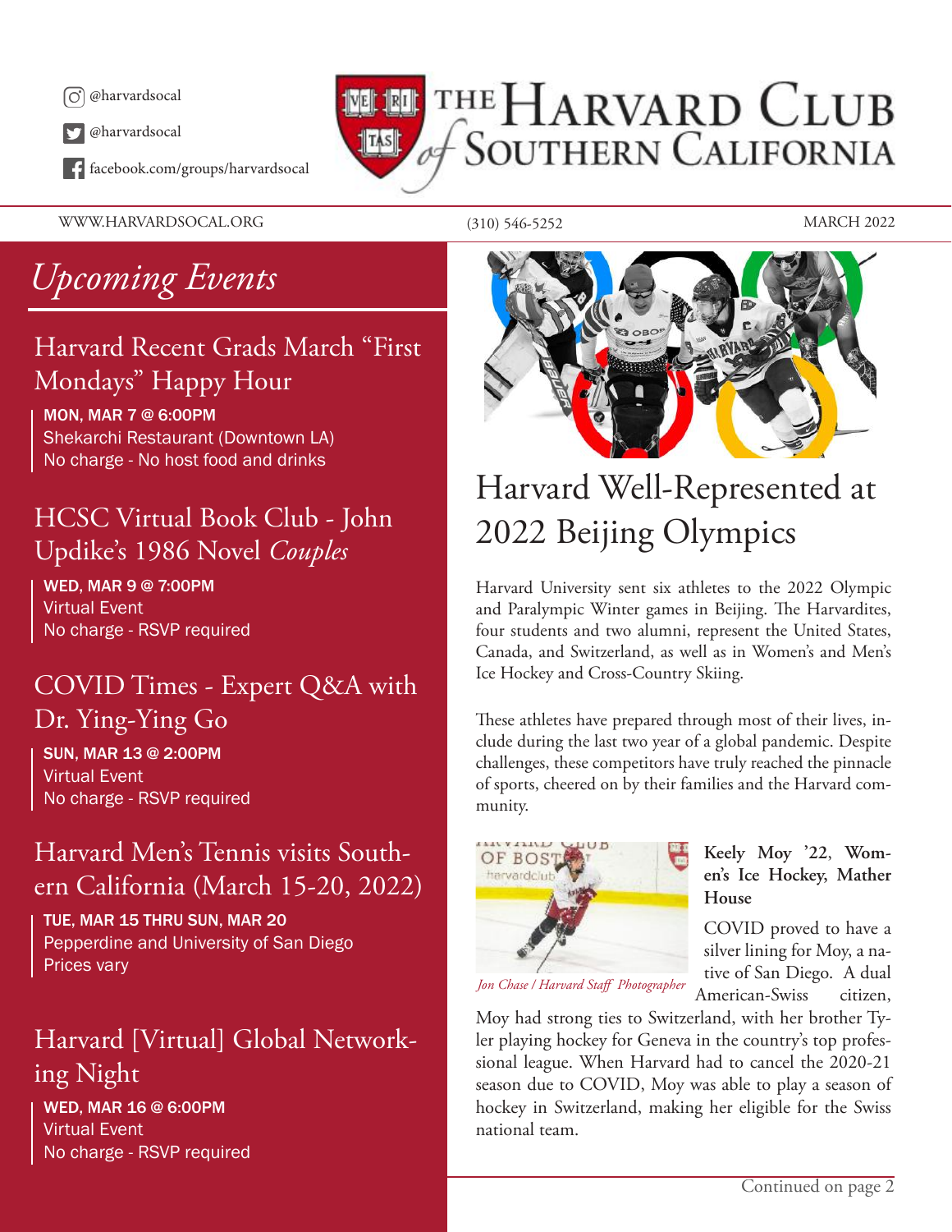@harvardsocal

@harvardsocal

facebook.com/groups/harvardsocal

# The Harvard Club of Southern California

WWW.HARVARDSOCAL.ORG (310) 546-5252 MARCH 2022

## *Upcoming Events*

### Harvard Recent Grads March "First Mondays" Happy Hour

MON, MAR 7 @ 6:00PM
Shekarchi Restaurant (Downtown LA)
No charge - No host food and drinks

### HCSC Virtual Book Club - John Updike's 1986 Novel *Couples*

WED, MAR 9 @ 7:00PM
Virtual Event
No charge - RSVP required

### COVID Times - Expert Q&A with Dr. Ying-Ying Go

SUN, MAR 13 @ 2:00PM
Virtual Event
No charge - RSVP required

### Harvard Men's Tennis visits Southern California (March 15-20, 2022)

TUE, MAR 15 THRU SUN, MAR 20
Pepperdine and University of San Diego
Prices vary

### Harvard [Virtual] Global Networking Night

WED, MAR 16 @ 6:00PM
Virtual Event
No charge - RSVP required

## Harvard Well-Represented at 2022 Beijing Olympics

Harvard University sent six athletes to the 2022 Olympic and Paralympic Winter games in Beijing. The Harvardites, four students and two alumni, represent the United States, Canada, and Switzerland, as well as in Women's and Men's Ice Hockey and Cross-Country Skiing.

These athletes have prepared through most of their lives, include during the last two year of a global pandemic. Despite challenges, these competitors have truly reached the pinnacle of sports, cheered on by their families and the Harvard community.

*Jon Chase / Harvard Staff Photographer*

**Keely Moy '22, Women's Ice Hockey, Mather House**

COVID proved to have a silver lining for Moy, a native of San Diego. A dual American-Swiss citizen, Moy had strong ties to Switzerland, with her brother Tyler playing hockey for Geneva in the country's top professional league. When Harvard had to cancel the 2020-21 season due to COVID, Moy was able to play a season of hockey in Switzerland, making her eligible for the Swiss national team.

Continued on page 2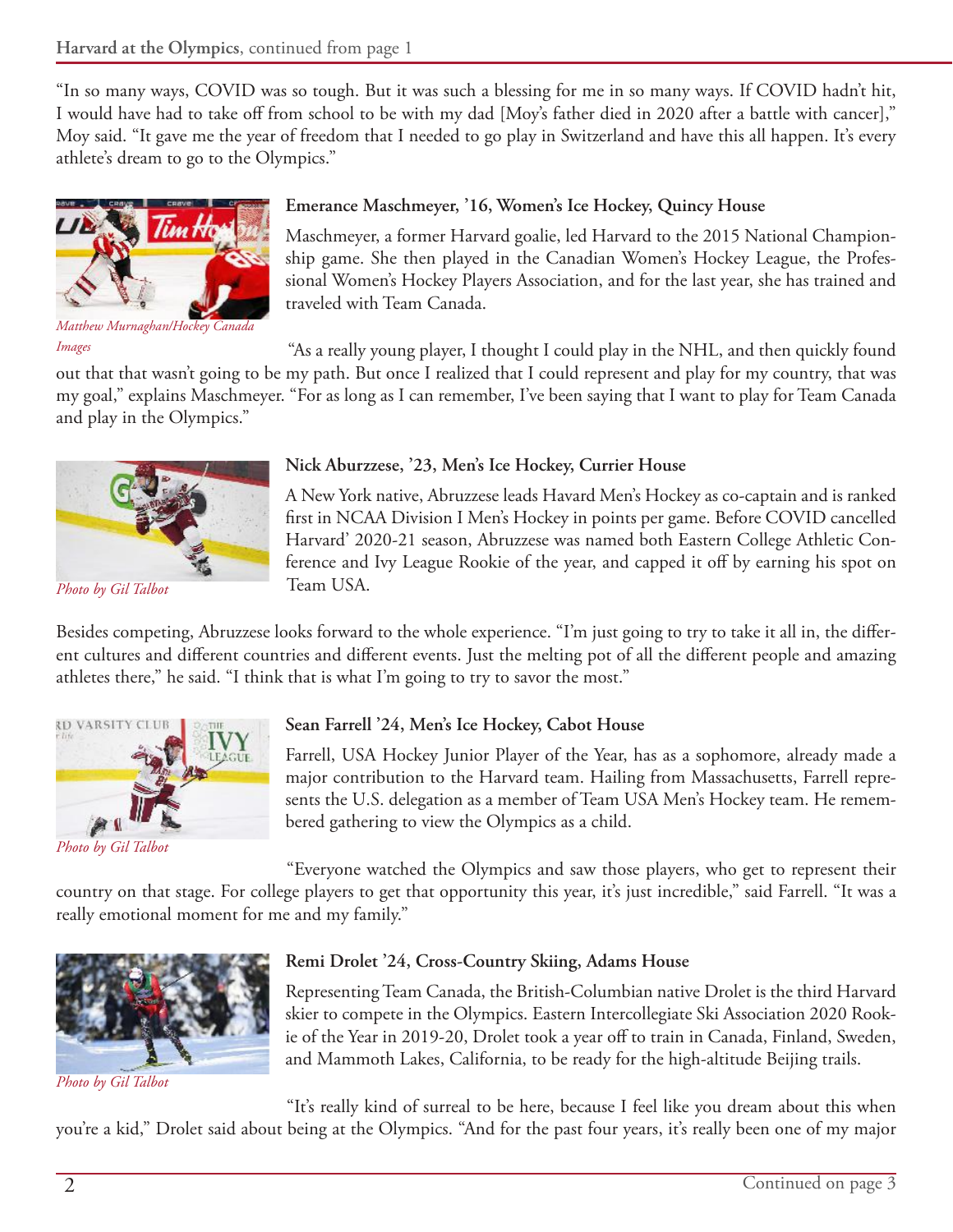**Harvard at the Olympics**, continued from page 1

"In so many ways, COVID was so tough. But it was such a blessing for me in so many ways. If COVID hadn't hit, I would have had to take off from school to be with my dad [Moy's father died in 2020 after a battle with cancer]," Moy said. "It gave me the year of freedom that I needed to go play in Switzerland and have this all happen. It's every athlete's dream to go to the Olympics."

*Matthew Murnaghan/Hockey Canada Images*

### Emerance Maschmeyer, '16, Women's Ice Hockey, Quincy House

Maschmeyer, a former Harvard goalie, led Harvard to the 2015 National Championship game. She then played in the Canadian Women's Hockey League, the Professional Women's Hockey Players Association, and for the last year, she has trained and traveled with Team Canada.

"As a really young player, I thought I could play in the NHL, and then quickly found out that that wasn't going to be my path. But once I realized that I could represent and play for my country, that was my goal," explains Maschmeyer. "For as long as I can remember, I've been saying that I want to play for Team Canada and play in the Olympics."

*Photo by Gil Talbot*

### Nick Aburzzese, '23, Men's Ice Hockey, Currier House

A New York native, Abruzzese leads Havard Men's Hockey as co-captain and is ranked first in NCAA Division I Men's Hockey in points per game. Before COVID cancelled Harvard' 2020-21 season, Abruzzese was named both Eastern College Athletic Conference and Ivy League Rookie of the year, and capped it off by earning his spot on Team USA.

Besides competing, Abruzzese looks forward to the whole experience. "I'm just going to try to take it all in, the different cultures and different countries and different events. Just the melting pot of all the different people and amazing athletes there," he said. "I think that is what I'm going to try to savor the most."

*Photo by Gil Talbot*

### Sean Farrell '24, Men's Ice Hockey, Cabot House

Farrell, USA Hockey Junior Player of the Year, has as a sophomore, already made a major contribution to the Harvard team. Hailing from Massachusetts, Farrell represents the U.S. delegation as a member of Team USA Men's Hockey team. He remembered gathering to view the Olympics as a child.

"Everyone watched the Olympics and saw those players, who get to represent their country on that stage. For college players to get that opportunity this year, it's just incredible," said Farrell. "It was a really emotional moment for me and my family."

*Photo by Gil Talbot*

### Remi Drolet '24, Cross-Country Skiing, Adams House

Representing Team Canada, the British-Columbian native Drolet is the third Harvard skier to compete in the Olympics. Eastern Intercollegiate Ski Association 2020 Rookie of the Year in 2019-20, Drolet took a year off to train in Canada, Finland, Sweden, and Mammoth Lakes, California, to be ready for the high-altitude Beijing trails.

"It's really kind of surreal to be here, because I feel like you dream about this when you're a kid," Drolet said about being at the Olympics. "And for the past four years, it's really been one of my major

Continued on page 3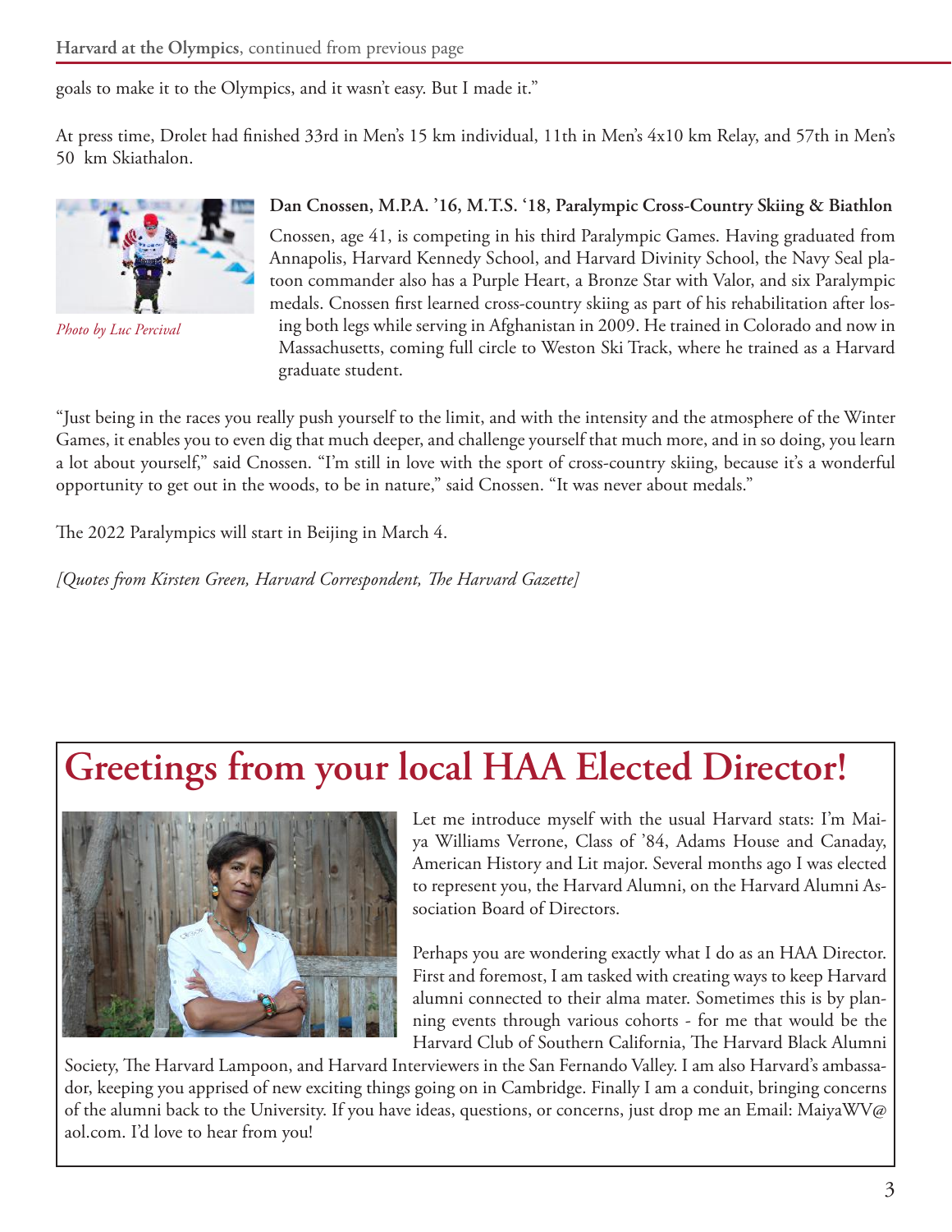goals to make it to the Olympics, and it wasn't easy. But I made it."

At press time, Drolet had finished 33rd in Men's 15 km individual, 11th in Men's 4x10 km Relay, and 57th in Men's 50 km Skiathalon.

*Photo by Luc Percival*

**Dan Cnossen, M.P.A. '16, M.T.S. '18, Paralympic Cross-Country Skiing & Biathlon**

Cnossen, age 41, is competing in his third Paralympic Games. Having graduated from Annapolis, Harvard Kennedy School, and Harvard Divinity School, the Navy Seal platoon commander also has a Purple Heart, a Bronze Star with Valor, and six Paralympic medals. Cnossen first learned cross-country skiing as part of his rehabilitation after losing both legs while serving in Afghanistan in 2009. He trained in Colorado and now in Massachusetts, coming full circle to Weston Ski Track, where he trained as a Harvard graduate student.

"Just being in the races you really push yourself to the limit, and with the intensity and the atmosphere of the Winter Games, it enables you to even dig that much deeper, and challenge yourself that much more, and in so doing, you learn a lot about yourself," said Cnossen. "I'm still in love with the sport of cross-country skiing, because it's a wonderful opportunity to get out in the woods, to be in nature," said Cnossen. "It was never about medals."

The 2022 Paralympics will start in Beijing in March 4.

*[Quotes from Kirsten Green, Harvard Correspondent, The Harvard Gazette]*

# Greetings from your local HAA Elected Director!

Let me introduce myself with the usual Harvard stats: I'm Maiya Williams Verrone, Class of '84, Adams House and Canaday, American History and Lit major. Several months ago I was elected to represent you, the Harvard Alumni, on the Harvard Alumni Association Board of Directors.

Perhaps you are wondering exactly what I do as an HAA Director. First and foremost, I am tasked with creating ways to keep Harvard alumni connected to their alma mater. Sometimes this is by planning events through various cohorts - for me that would be the Harvard Club of Southern California, The Harvard Black Alumni Society, The Harvard Lampoon, and Harvard Interviewers in the San Fernando Valley. I am also Harvard's ambassador, keeping you apprised of new exciting things going on in Cambridge. Finally I am a conduit, bringing concerns of the alumni back to the University. If you have ideas, questions, or concerns, just drop me an Email: MaiyaWV@aol.com. I'd love to hear from you!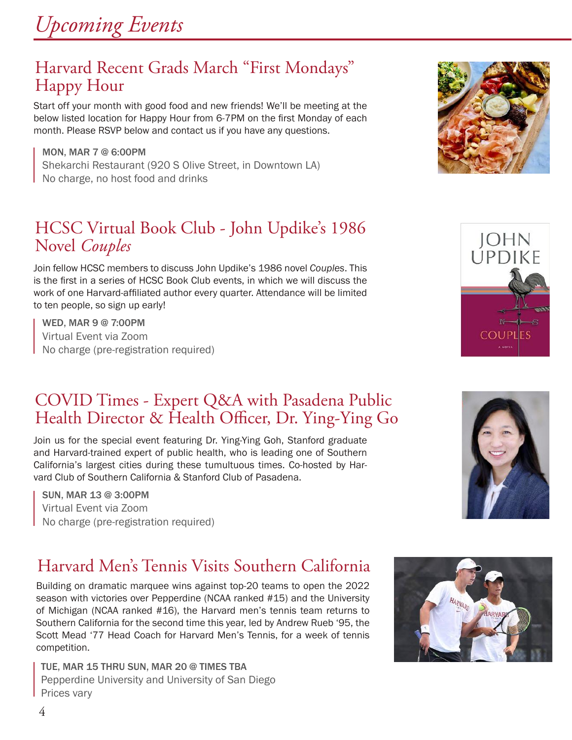# *Upcoming Events*

## Harvard Recent Grads March "First Mondays" Happy Hour

Start off your month with good food and new friends! We'll be meeting at the below listed location for Happy Hour from 6-7PM on the first Monday of each month. Please RSVP below and contact us if you have any questions.

MON, MAR 7 @ 6:00PM
Shekarchi Restaurant (920 S Olive Street, in Downtown LA)
No charge, no host food and drinks

## HCSC Virtual Book Club - John Updike's 1986 Novel *Couples*

Join fellow HCSC members to discuss John Updike's 1986 novel *Couples*. This is the first in a series of HCSC Book Club events, in which we will discuss the work of one Harvard-affiliated author every quarter. Attendance will be limited to ten people, so sign up early!

WED, MAR 9 @ 7:00PM
Virtual Event via Zoom
No charge (pre-registration required)

## COVID Times - Expert Q&A with Pasadena Public Health Director & Health Officer, Dr. Ying-Ying Go

Join us for the special event featuring Dr. Ying-Ying Goh, Stanford graduate and Harvard-trained expert of public health, who is leading one of Southern California's largest cities during these tumultuous times. Co-hosted by Harvard Club of Southern California & Stanford Club of Pasadena.

SUN, MAR 13 @ 3:00PM
Virtual Event via Zoom
No charge (pre-registration required)

## Harvard Men's Tennis Visits Southern California

Building on dramatic marquee wins against top-20 teams to open the 2022 season with victories over Pepperdine (NCAA ranked #15) and the University of Michigan (NCAA ranked #16), the Harvard men's tennis team returns to Southern California for the second time this year, led by Andrew Rueb '95, the Scott Mead '77 Head Coach for Harvard Men's Tennis, for a week of tennis competition.

TUE, MAR 15 THRU SUN, MAR 20 @ TIMES TBA
Pepperdine University and University of San Diego
Prices vary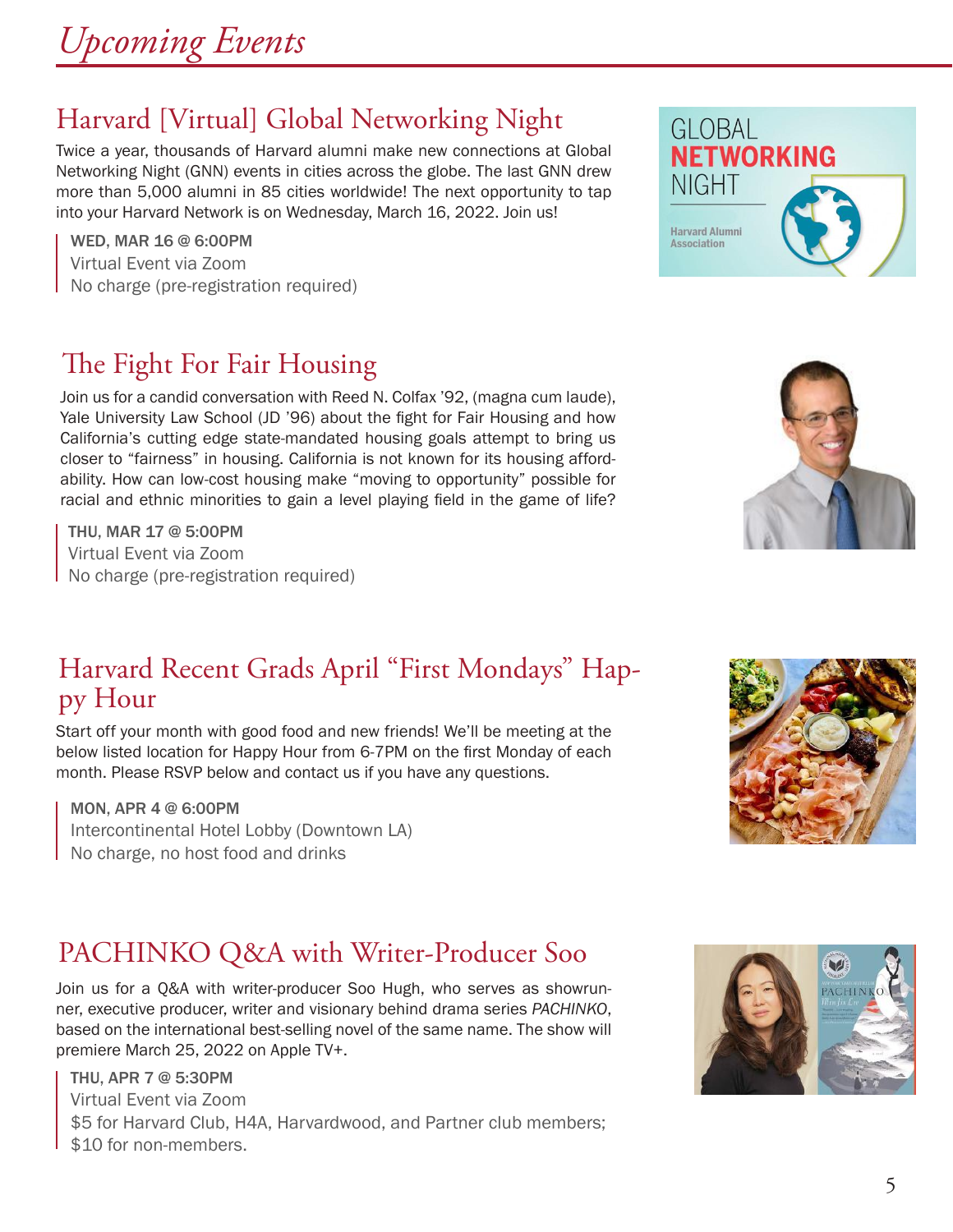# Upcoming Events

## Harvard [Virtual] Global Networking Night

Twice a year, thousands of Harvard alumni make new connections at Global Networking Night (GNN) events in cities across the globe. The last GNN drew more than 5,000 alumni in 85 cities worldwide! The next opportunity to tap into your Harvard Network is on Wednesday, March 16, 2022. Join us!

**WED, MAR 16 @ 6:00PM**
Virtual Event via Zoom
No charge (pre-registration required)

## The Fight For Fair Housing

Join us for a candid conversation with Reed N. Colfax '92, (magna cum laude), Yale University Law School (JD '96) about the fight for Fair Housing and how California's cutting edge state-mandated housing goals attempt to bring us closer to "fairness" in housing. California is not known for its housing affordability. How can low-cost housing make "moving to opportunity" possible for racial and ethnic minorities to gain a level playing field in the game of life?

**THU, MAR 17 @ 5:00PM**
Virtual Event via Zoom
No charge (pre-registration required)

## Harvard Recent Grads April "First Mondays" Happy Hour

Start off your month with good food and new friends! We'll be meeting at the below listed location for Happy Hour from 6-7PM on the first Monday of each month. Please RSVP below and contact us if you have any questions.

**MON, APR 4 @ 6:00PM**
Intercontinental Hotel Lobby (Downtown LA)
No charge, no host food and drinks

## PACHINKO Q&A with Writer-Producer Soo

Join us for a Q&A with writer-producer Soo Hugh, who serves as showrunner, executive producer, writer and visionary behind drama series *PACHINKO*, based on the international best-selling novel of the same name. The show will premiere March 25, 2022 on Apple TV+.

**THU, APR 7 @ 5:30PM**
Virtual Event via Zoom
$5 for Harvard Club, H4A, Harvardwood, and Partner club members;
$10 for non-members.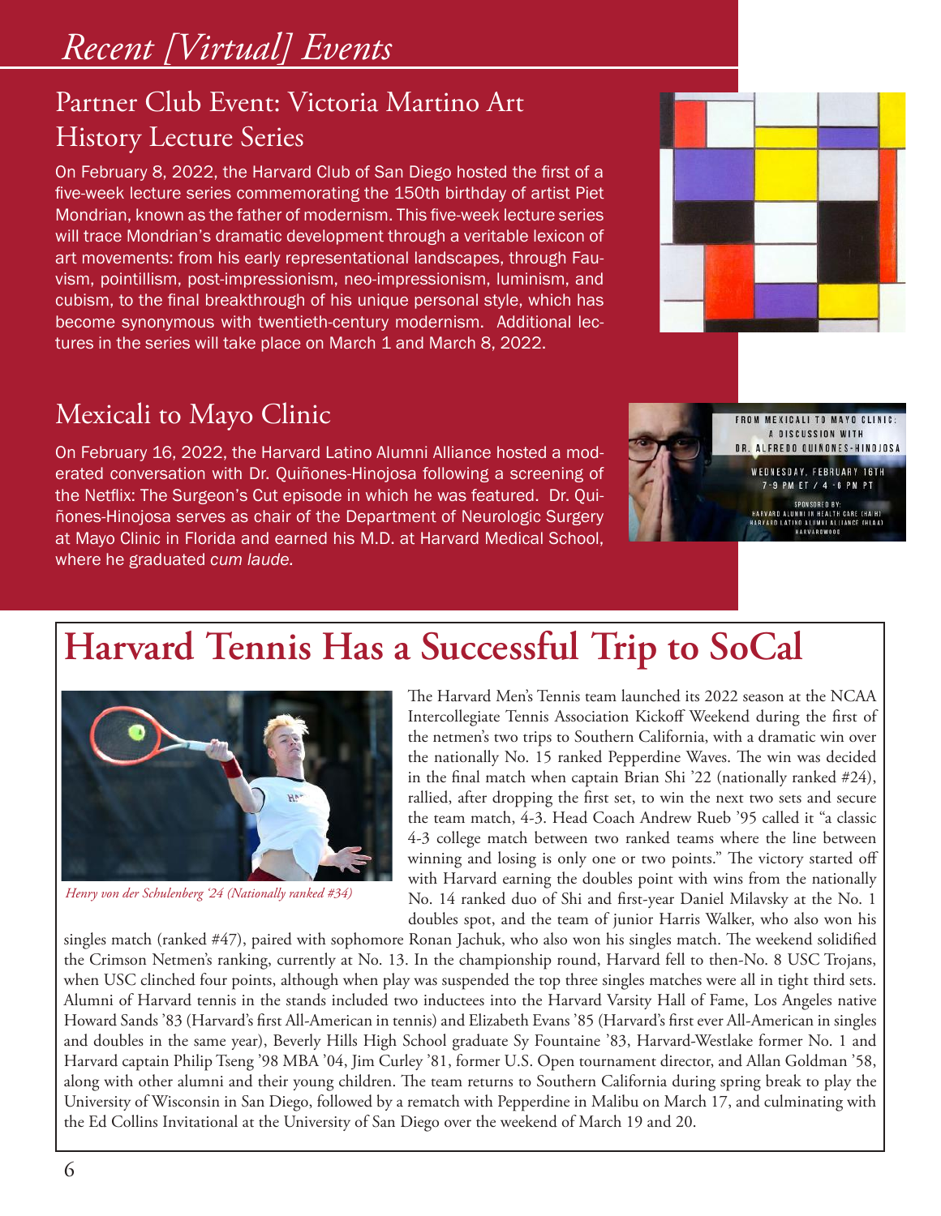# *Recent [Virtual] Events*

## Partner Club Event: Victoria Martino Art History Lecture Series

On February 8, 2022, the Harvard Club of San Diego hosted the first of a five-week lecture series commemorating the 150th birthday of artist Piet Mondrian, known as the father of modernism. This five-week lecture series will trace Mondrian's dramatic development through a veritable lexicon of art movements: from his early representational landscapes, through Fauvism, pointillism, post-impressionism, neo-impressionism, luminism, and cubism, to the final breakthrough of his unique personal style, which has become synonymous with twentieth-century modernism. Additional lectures in the series will take place on March 1 and March 8, 2022.

## Mexicali to Mayo Clinic

On February 16, 2022, the Harvard Latino Alumni Alliance hosted a moderated conversation with Dr. Quiñones-Hinojosa following a screening of the Netflix: The Surgeon's Cut episode in which he was featured. Dr. Quiñones-Hinojosa serves as chair of the Department of Neurologic Surgery at Mayo Clinic in Florida and earned his M.D. at Harvard Medical School, where he graduated *cum laude.*

# Harvard Tennis Has a Successful Trip to SoCal

*Henry von der Schulenberg '24 (Nationally ranked #34)*

The Harvard Men's Tennis team launched its 2022 season at the NCAA Intercollegiate Tennis Association Kickoff Weekend during the first of the netmen's two trips to Southern California, with a dramatic win over the nationally No. 15 ranked Pepperdine Waves. The win was decided in the final match when captain Brian Shi '22 (nationally ranked #24), rallied, after dropping the first set, to win the next two sets and secure the team match, 4-3. Head Coach Andrew Rueb '95 called it "a classic 4-3 college match between two ranked teams where the line between winning and losing is only one or two points." The victory started off with Harvard earning the doubles point with wins from the nationally No. 14 ranked duo of Shi and first-year Daniel Milavsky at the No. 1 doubles spot, and the team of junior Harris Walker, who also won his singles match (ranked #47), paired with sophomore Ronan Jachuk, who also won his singles match. The weekend solidified the Crimson Netmen's ranking, currently at No. 13. In the championship round, Harvard fell to then-No. 8 USC Trojans, when USC clinched four points, although when play was suspended the top three singles matches were all in tight third sets. Alumni of Harvard tennis in the stands included two inductees into the Harvard Varsity Hall of Fame, Los Angeles native Howard Sands '83 (Harvard's first All-American in tennis) and Elizabeth Evans '85 (Harvard's first ever All-American in singles and doubles in the same year), Beverly Hills High School graduate Sy Fountaine '83, Harvard-Westlake former No. 1 and Harvard captain Philip Tseng '98 MBA '04, Jim Curley '81, former U.S. Open tournament director, and Allan Goldman '58, along with other alumni and their young children. The team returns to Southern California during spring break to play the University of Wisconsin in San Diego, followed by a rematch with Pepperdine in Malibu on March 17, and culminating with the Ed Collins Invitational at the University of San Diego over the weekend of March 19 and 20.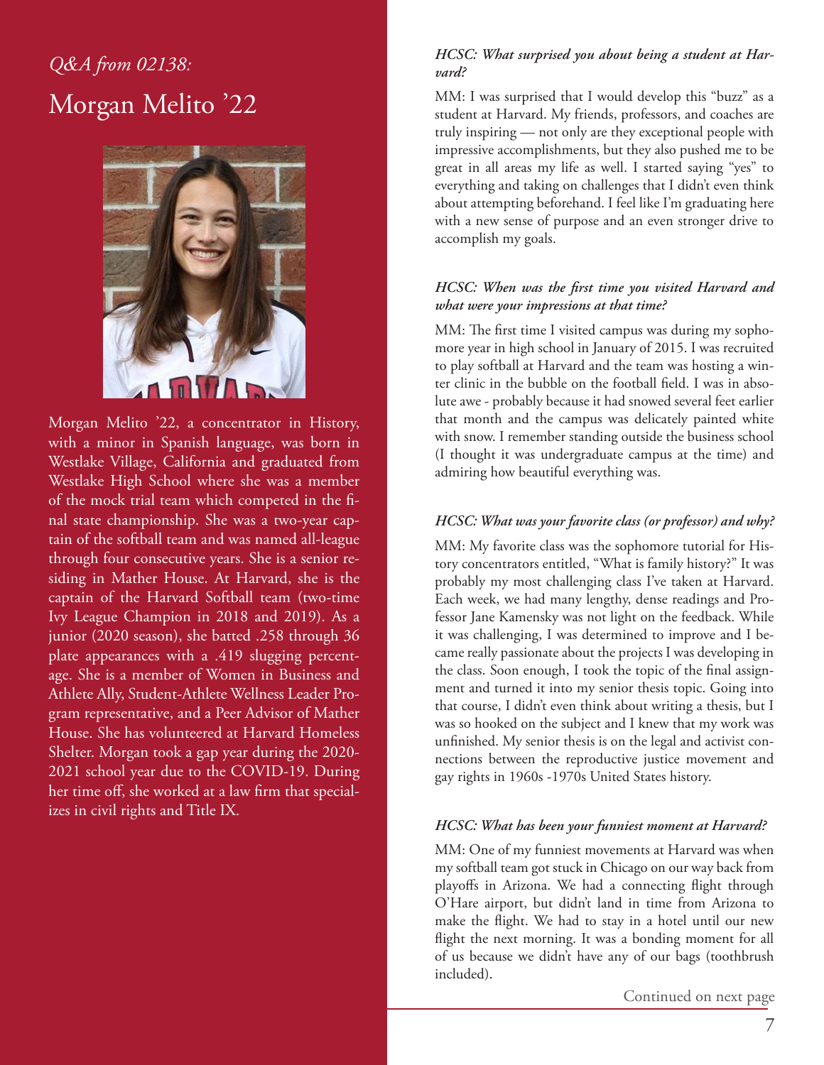*Q&A from 02138:*

# Morgan Melito '22

Morgan Melito '22, a concentrator in History, with a minor in Spanish language, was born in Westlake Village, California and graduated from Westlake High School where she was a member of the mock trial team which competed in the final state championship. She was a two-year captain of the softball team and was named all-league through four consecutive years. She is a senior residing in Mather House. At Harvard, she is the captain of the Harvard Softball team (two-time Ivy League Champion in 2018 and 2019). As a junior (2020 season), she batted .258 through 36 plate appearances with a .419 slugging percentage. She is a member of Women in Business and Athlete Ally, Student-Athlete Wellness Leader Program representative, and a Peer Advisor of Mather House. She has volunteered at Harvard Homeless Shelter. Morgan took a gap year during the 2020-2021 school year due to the COVID-19. During her time off, she worked at a law firm that specializes in civil rights and Title IX.

***HCSC: What surprised you about being a student at Harvard?***

MM: I was surprised that I would develop this "buzz" as a student at Harvard. My friends, professors, and coaches are truly inspiring — not only are they exceptional people with impressive accomplishments, but they also pushed me to be great in all areas my life as well. I started saying "yes" to everything and taking on challenges that I didn't even think about attempting beforehand. I feel like I'm graduating here with a new sense of purpose and an even stronger drive to accomplish my goals.

***HCSC: When was the first time you visited Harvard and what were your impressions at that time?***

MM: The first time I visited campus was during my sophomore year in high school in January of 2015. I was recruited to play softball at Harvard and the team was hosting a winter clinic in the bubble on the football field. I was in absolute awe - probably because it had snowed several feet earlier that month and the campus was delicately painted white with snow. I remember standing outside the business school (I thought it was undergraduate campus at the time) and admiring how beautiful everything was.

***HCSC: What was your favorite class (or professor) and why?***

MM: My favorite class was the sophomore tutorial for History concentrators entitled, "What is family history?" It was probably my most challenging class I've taken at Harvard. Each week, we had many lengthy, dense readings and Professor Jane Kamensky was not light on the feedback. While it was challenging, I was determined to improve and I became really passionate about the projects I was developing in the class. Soon enough, I took the topic of the final assignment and turned it into my senior thesis topic. Going into that course, I didn't even think about writing a thesis, but I was so hooked on the subject and I knew that my work was unfinished. My senior thesis is on the legal and activist connections between the reproductive justice movement and gay rights in 1960s -1970s United States history.

***HCSC: What has been your funniest moment at Harvard?***

MM: One of my funniest movements at Harvard was when my softball team got stuck in Chicago on our way back from playoffs in Arizona. We had a connecting flight through O'Hare airport, but didn't land in time from Arizona to make the flight. We had to stay in a hotel until our new flight the next morning. It was a bonding moment for all of us because we didn't have any of our bags (toothbrush included).

Continued on next page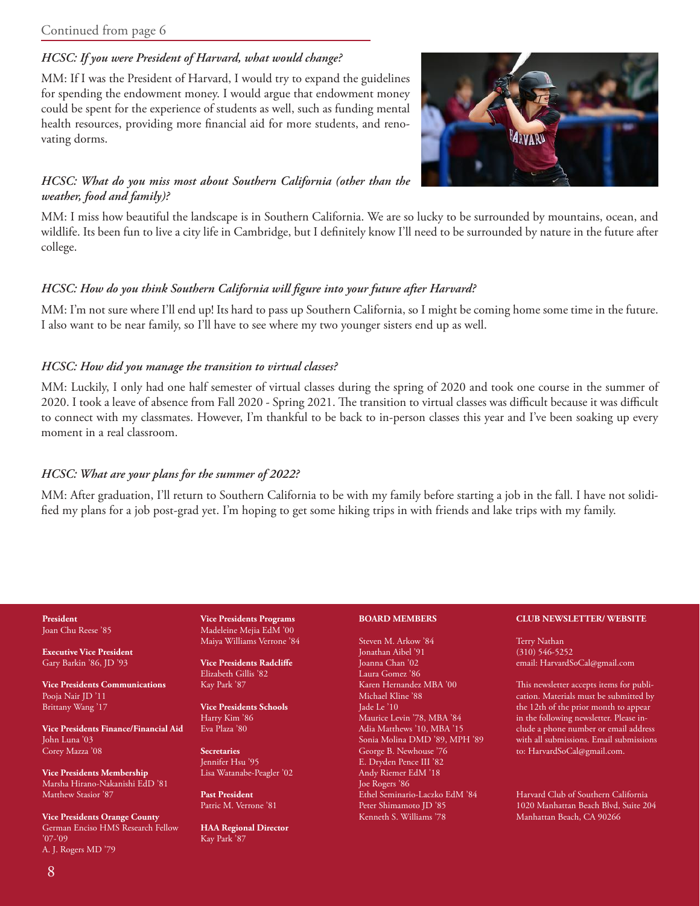Continued from page 6

*HCSC: If you were President of Harvard, what would change?*

MM: If I was the President of Harvard, I would try to expand the guidelines for spending the endowment money. I would argue that endowment money could be spent for the experience of students as well, such as funding mental health resources, providing more financial aid for more students, and renovating dorms.

*HCSC: What do you miss most about Southern California (other than the weather, food and family)?*

MM: I miss how beautiful the landscape is in Southern California. We are so lucky to be surrounded by mountains, ocean, and wildlife. Its been fun to live a city life in Cambridge, but I definitely know I'll need to be surrounded by nature in the future after college.

*HCSC: How do you think Southern California will figure into your future after Harvard?*

MM: I'm not sure where I'll end up! Its hard to pass up Southern California, so I might be coming home some time in the future. I also want to be near family, so I'll have to see where my two younger sisters end up as well.

*HCSC: How did you manage the transition to virtual classes?*

MM: Luckily, I only had one half semester of virtual classes during the spring of 2020 and took one course in the summer of 2020. I took a leave of absence from Fall 2020 - Spring 2021. The transition to virtual classes was difficult because it was difficult to connect with my classmates. However, I'm thankful to be back to in-person classes this year and I've been soaking up every moment in a real classroom.

*HCSC: What are your plans for the summer of 2022?*

MM: After graduation, I'll return to Southern California to be with my family before starting a job in the fall. I have not solidified my plans for a job post-grad yet. I'm hoping to get some hiking trips in with friends and lake trips with my family.

**President**
Joan Chu Reese '85

**Executive Vice President**
Gary Barkin '86, JD '93

**Vice Presidents Communications**
Pooja Nair JD '11
Brittany Wang '17

**Vice Presidents Finance/Financial Aid**
John Luna '03
Corey Mazza '08

**Vice Presidents Membership**
Marsha Hirano-Nakanishi EdD '81
Matthew Stasior '87

**Vice Presidents Orange County**
German Enciso HMS Research Fellow '07-'09
A. J. Rogers MD '79

**Vice Presidents Programs**
Madeleine Mejia EdM '00
Maiya Williams Verrone '84

**Vice Presidents Radcliffe**
Elizabeth Gillis '82
Kay Park '87

**Vice Presidents Schools**
Harry Kim '86
Eva Plaza '80

**Secretaries**
Jennifer Hsu '95
Lisa Watanabe-Peagler '02

**Past President**
Patric M. Verrone '81

**HAA Regional Director**
Kay Park '87

**BOARD MEMBERS**

Steven M. Arkow '84
Jonathan Aibel '91
Joanna Chan '02
Laura Gomez '86
Karen Hernandez MBA '00
Michael Kline '88
Jade Le '10
Maurice Levin '78, MBA '84
Adia Matthews '10, MBA '15
Sonia Molina DMD '89, MPH '89
George B. Newhouse '76
E. Dryden Pence III '82
Andy Riemer EdM '18
Joe Rogers '86
Ethel Seminario-Laczko EdM '84
Peter Shimamoto JD '85
Kenneth S. Williams '78

**CLUB NEWSLETTER/ WEBSITE**

Terry Nathan
(310) 546-5252
email: HarvardSoCal@gmail.com

This newsletter accepts items for publication. Materials must be submitted by the 12th of the prior month to appear in the following newsletter. Please include a phone number or email address with all submissions. Email submissions to: HarvardSoCal@gmail.com.

Harvard Club of Southern California
1020 Manhattan Beach Blvd, Suite 204
Manhattan Beach, CA 90266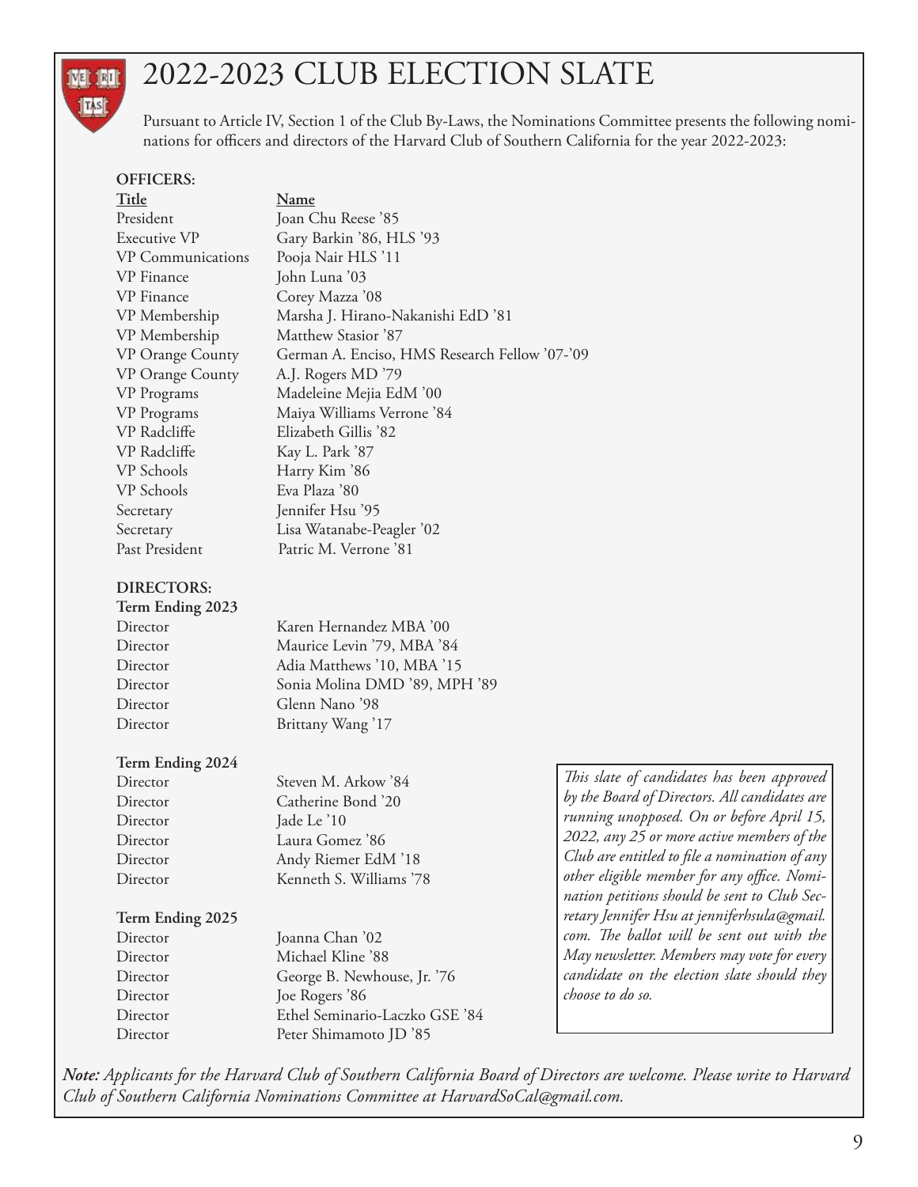# 2022-2023 CLUB ELECTION SLATE

Pursuant to Article IV, Section 1 of the Club By-Laws, the Nominations Committee presents the following nominations for officers and directors of the Harvard Club of Southern California for the year 2022-2023:

**OFFICERS:**

| Title | Name |
| --- | --- |
| President | Joan Chu Reese '85 |
| Executive VP | Gary Barkin '86, HLS '93 |
| VP Communications | Pooja Nair HLS '11 |
| VP Finance | John Luna '03 |
| VP Finance | Corey Mazza '08 |
| VP Membership | Marsha J. Hirano-Nakanishi EdD '81 |
| VP Membership | Matthew Stasior '87 |
| VP Orange County | German A. Enciso, HMS Research Fellow '07-'09 |
| VP Orange County | A.J. Rogers MD '79 |
| VP Programs | Madeleine Mejia EdM '00 |
| VP Programs | Maiya Williams Verrone '84 |
| VP Radcliffe | Elizabeth Gillis '82 |
| VP Radcliffe | Kay L. Park '87 |
| VP Schools | Harry Kim '86 |
| VP Schools | Eva Plaza '80 |
| Secretary | Jennifer Hsu '95 |
| Secretary | Lisa Watanabe-Peagler '02 |
| Past President | Patric M. Verrone '81 |

**DIRECTORS:**

**Term Ending 2023**

| | |
| --- | --- |
| Director | Karen Hernandez MBA '00 |
| Director | Maurice Levin '79, MBA '84 |
| Director | Adia Matthews '10, MBA '15 |
| Director | Sonia Molina DMD '89, MPH '89 |
| Director | Glenn Nano '98 |
| Director | Brittany Wang '17 |

**Term Ending 2024**

| | |
| --- | --- |
| Director | Steven M. Arkow '84 |
| Director | Catherine Bond '20 |
| Director | Jade Le '10 |
| Director | Laura Gomez '86 |
| Director | Andy Riemer EdM '18 |
| Director | Kenneth S. Williams '78 |

**Term Ending 2025**

| | |
| --- | --- |
| Director | Joanna Chan '02 |
| Director | Michael Kline '88 |
| Director | George B. Newhouse, Jr. '76 |
| Director | Joe Rogers '86 |
| Director | Ethel Seminario-Laczko GSE '84 |
| Director | Peter Shimamoto JD '85 |

*This slate of candidates has been approved by the Board of Directors. All candidates are running unopposed. On or before April 15, 2022, any 25 or more active members of the Club are entitled to file a nomination of any other eligible member for any office. Nomination petitions should be sent to Club Secretary Jennifer Hsu at jenniferhsula@gmail.com. The ballot will be sent out with the May newsletter. Members may vote for every candidate on the election slate should they choose to do so.*

***Note:** Applicants for the Harvard Club of Southern California Board of Directors are welcome. Please write to Harvard Club of Southern California Nominations Committee at HarvardSoCal@gmail.com.*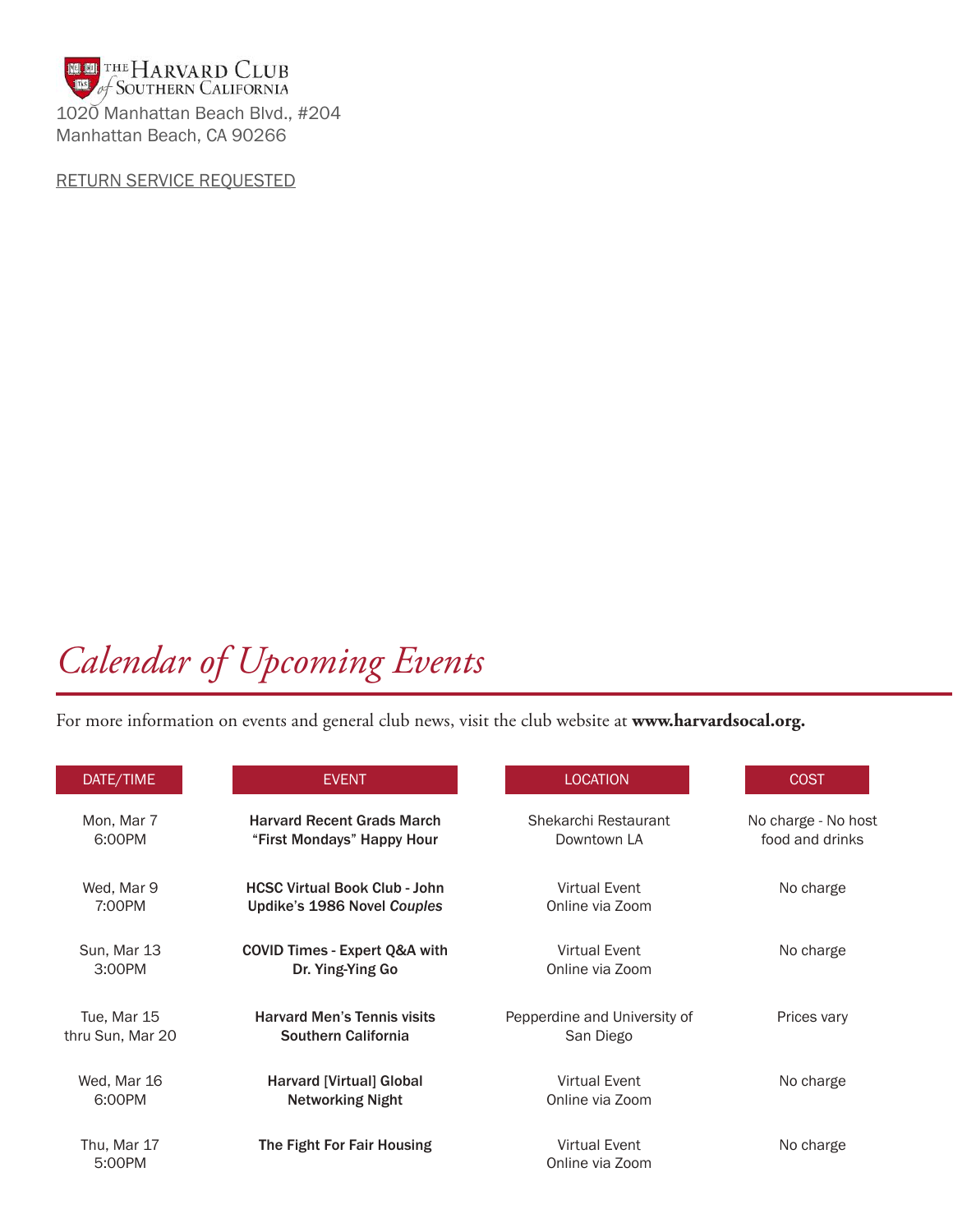The Harvard Club of Southern California
1020 Manhattan Beach Blvd., #204
Manhattan Beach, CA 90266

RETURN SERVICE REQUESTED

# *Calendar of Upcoming Events*

For more information on events and general club news, visit the club website at **www.harvardsocal.org.**

| DATE/TIME | EVENT | LOCATION | COST |
|---|---|---|---|
| Mon, Mar 7 6:00PM | **Harvard Recent Grads March "First Mondays" Happy Hour** | Shekarchi Restaurant Downtown LA | No charge - No host food and drinks |
| Wed, Mar 9 7:00PM | **HCSC Virtual Book Club - John Updike's 1986 Novel *Couples*** | Virtual Event Online via Zoom | No charge |
| Sun, Mar 13 3:00PM | **COVID Times - Expert Q&A with Dr. Ying-Ying Go** | Virtual Event Online via Zoom | No charge |
| Tue, Mar 15 thru Sun, Mar 20 | **Harvard Men's Tennis visits Southern California** | Pepperdine and University of San Diego | Prices vary |
| Wed, Mar 16 6:00PM | **Harvard [Virtual] Global Networking Night** | Virtual Event Online via Zoom | No charge |
| Thu, Mar 17 5:00PM | **The Fight For Fair Housing** | Virtual Event Online via Zoom | No charge |